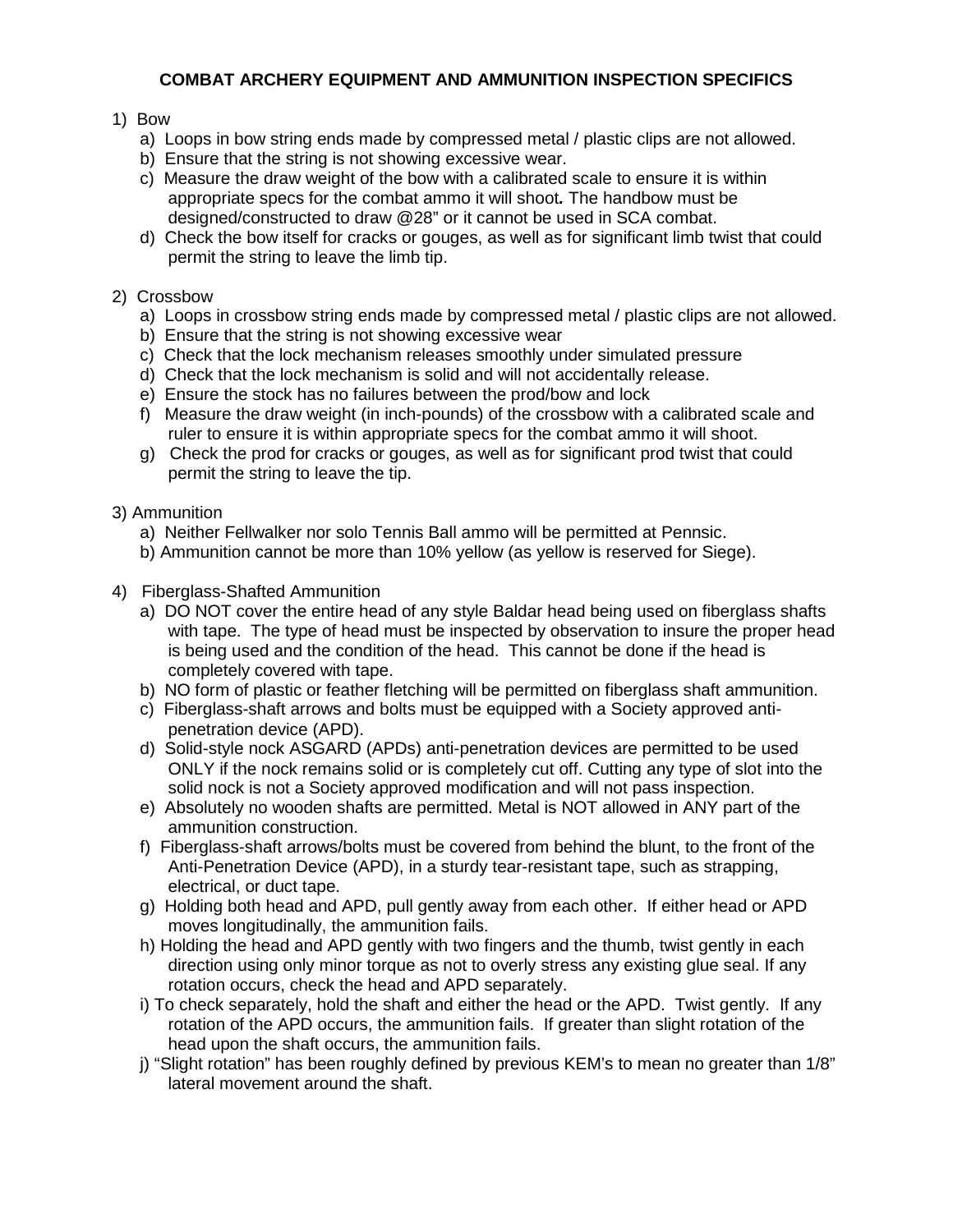# COMBAT ARCHERY EQUIPMENT AND AMMUNITION INSPECTION SPECIFICS

1) Bow
   a) Loops in bow string ends made by compressed metal / plastic clips are not allowed.
   b) Ensure that the string is not showing excessive wear.
   c) Measure the draw weight of the bow with a calibrated scale to ensure it is within appropriate specs for the combat ammo it will shoot**.** The handbow must be designed/constructed to draw @28" or it cannot be used in SCA combat.
   d) Check the bow itself for cracks or gouges, as well as for significant limb twist that could permit the string to leave the limb tip.

2) Crossbow
   a) Loops in crossbow string ends made by compressed metal / plastic clips are not allowed.
   b) Ensure that the string is not showing excessive wear
   c) Check that the lock mechanism releases smoothly under simulated pressure
   d) Check that the lock mechanism is solid and will not accidentally release.
   e) Ensure the stock has no failures between the prod/bow and lock
   f) Measure the draw weight (in inch-pounds) of the crossbow with a calibrated scale and ruler to ensure it is within appropriate specs for the combat ammo it will shoot.
   g) Check the prod for cracks or gouges, as well as for significant prod twist that could permit the string to leave the tip.

3) Ammunition
   a) Neither Fellwalker nor solo Tennis Ball ammo will be permitted at Pennsic.
   b) Ammunition cannot be more than 10% yellow (as yellow is reserved for Siege).

4) Fiberglass-Shafted Ammunition
   a) DO NOT cover the entire head of any style Baldar head being used on fiberglass shafts with tape. The type of head must be inspected by observation to insure the proper head is being used and the condition of the head. This cannot be done if the head is completely covered with tape.
   b) NO form of plastic or feather fletching will be permitted on fiberglass shaft ammunition.
   c) Fiberglass-shaft arrows and bolts must be equipped with a Society approved anti-penetration device (APD).
   d) Solid-style nock ASGARD (APDs) anti-penetration devices are permitted to be used ONLY if the nock remains solid or is completely cut off. Cutting any type of slot into the solid nock is not a Society approved modification and will not pass inspection.
   e) Absolutely no wooden shafts are permitted. Metal is NOT allowed in ANY part of the ammunition construction.
   f) Fiberglass-shaft arrows/bolts must be covered from behind the blunt, to the front of the Anti-Penetration Device (APD), in a sturdy tear-resistant tape, such as strapping, electrical, or duct tape.
   g) Holding both head and APD, pull gently away from each other. If either head or APD moves longitudinally, the ammunition fails.
   h) Holding the head and APD gently with two fingers and the thumb, twist gently in each direction using only minor torque as not to overly stress any existing glue seal. If any rotation occurs, check the head and APD separately.
   i) To check separately, hold the shaft and either the head or the APD. Twist gently. If any rotation of the APD occurs, the ammunition fails. If greater than slight rotation of the head upon the shaft occurs, the ammunition fails.
   j) "Slight rotation" has been roughly defined by previous KEM's to mean no greater than 1/8" lateral movement around the shaft.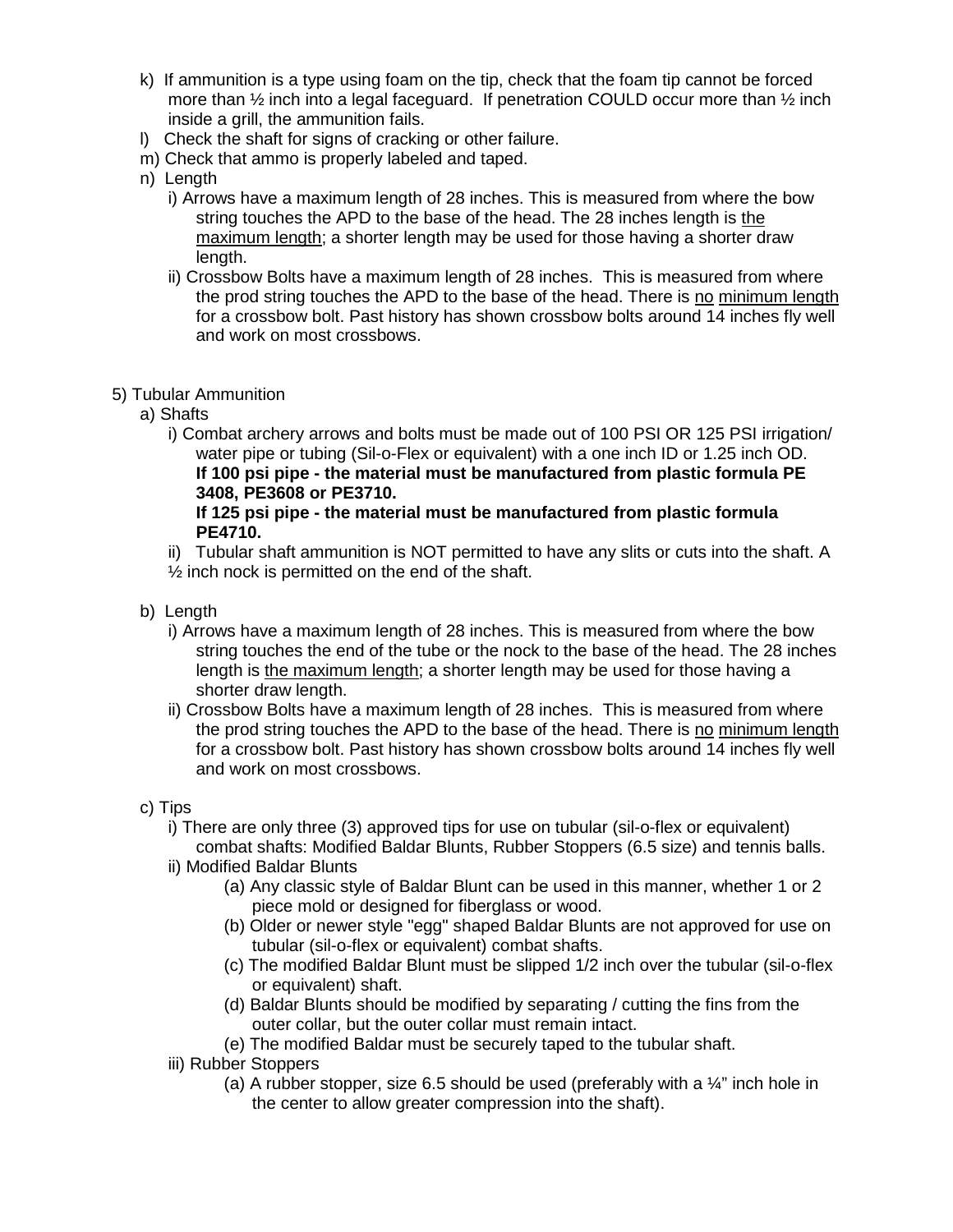k) If ammunition is a type using foam on the tip, check that the foam tip cannot be forced more than ½ inch into a legal faceguard. If penetration COULD occur more than ½ inch inside a grill, the ammunition fails.

l) Check the shaft for signs of cracking or other failure.

m) Check that ammo is properly labeled and taped.

n) Length

   i) Arrows have a maximum length of 28 inches. This is measured from where the bow string touches the APD to the base of the head. The 28 inches length is <u>the maximum length</u>; a shorter length may be used for those having a shorter draw length.

   ii) Crossbow Bolts have a maximum length of 28 inches. This is measured from where the prod string touches the APD to the base of the head. There is <u>no minimum length</u> for a crossbow bolt. Past history has shown crossbow bolts around 14 inches fly well and work on most crossbows.

5) Tubular Ammunition

a) Shafts

   i) Combat archery arrows and bolts must be made out of 100 PSI OR 125 PSI irrigation/ water pipe or tubing (Sil-o-Flex or equivalent) with a one inch ID or 1.25 inch OD. **If 100 psi pipe - the material must be manufactured from plastic formula PE 3408, PE3608 or PE3710.**
   **If 125 psi pipe - the material must be manufactured from plastic formula PE4710.**

   ii) Tubular shaft ammunition is NOT permitted to have any slits or cuts into the shaft. A ½ inch nock is permitted on the end of the shaft.

b) Length

   i) Arrows have a maximum length of 28 inches. This is measured from where the bow string touches the end of the tube or the nock to the base of the head. The 28 inches length is <u>the maximum length</u>; a shorter length may be used for those having a shorter draw length.

   ii) Crossbow Bolts have a maximum length of 28 inches. This is measured from where the prod string touches the APD to the base of the head. There is <u>no minimum length</u> for a crossbow bolt. Past history has shown crossbow bolts around 14 inches fly well and work on most crossbows.

c) Tips

   i) There are only three (3) approved tips for use on tubular (sil-o-flex or equivalent) combat shafts: Modified Baldar Blunts, Rubber Stoppers (6.5 size) and tennis balls.

   ii) Modified Baldar Blunts

      (a) Any classic style of Baldar Blunt can be used in this manner, whether 1 or 2 piece mold or designed for fiberglass or wood.

      (b) Older or newer style "egg" shaped Baldar Blunts are not approved for use on tubular (sil-o-flex or equivalent) combat shafts.

      (c) The modified Baldar Blunt must be slipped 1/2 inch over the tubular (sil-o-flex or equivalent) shaft.

      (d) Baldar Blunts should be modified by separating / cutting the fins from the outer collar, but the outer collar must remain intact.

      (e) The modified Baldar must be securely taped to the tubular shaft.

   iii) Rubber Stoppers

      (a) A rubber stopper, size 6.5 should be used (preferably with a ¼" inch hole in the center to allow greater compression into the shaft).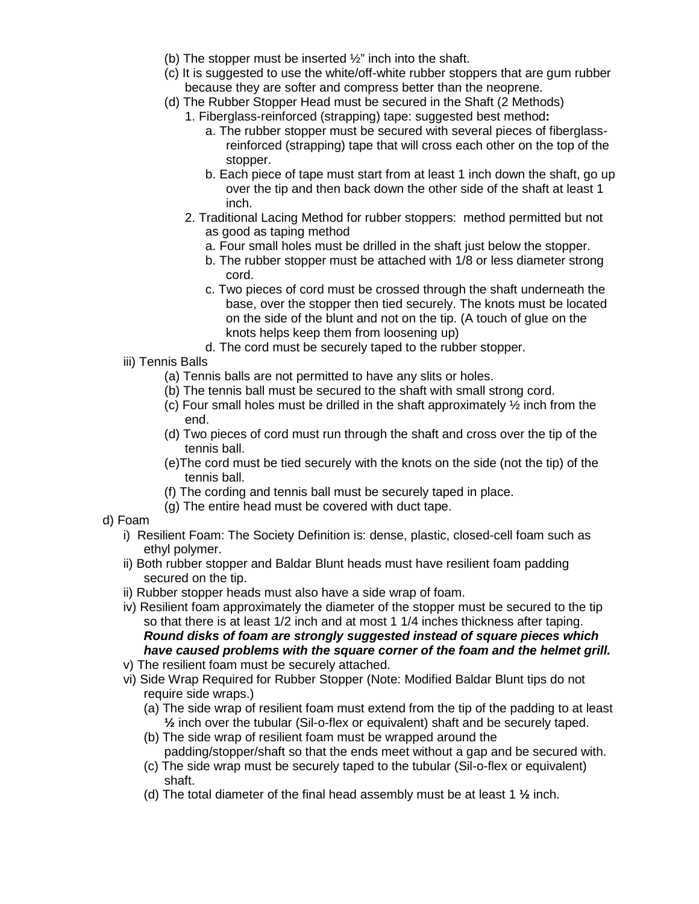(b) The stopper must be inserted ½" inch into the shaft.

(c) It is suggested to use the white/off-white rubber stoppers that are gum rubber because they are softer and compress better than the neoprene.

(d) The Rubber Stopper Head must be secured in the Shaft (2 Methods)

1. Fiberglass-reinforced (strapping) tape: suggested best method**:**
   a. The rubber stopper must be secured with several pieces of fiberglass-reinforced (strapping) tape that will cross each other on the top of the stopper.
   b. Each piece of tape must start from at least 1 inch down the shaft, go up over the tip and then back down the other side of the shaft at least 1 inch.
2. Traditional Lacing Method for rubber stoppers: method permitted but not as good as taping method
   a. Four small holes must be drilled in the shaft just below the stopper.
   b. The rubber stopper must be attached with 1/8 or less diameter strong cord.
   c. Two pieces of cord must be crossed through the shaft underneath the base, over the stopper then tied securely. The knots must be located on the side of the blunt and not on the tip. (A touch of glue on the knots helps keep them from loosening up)
   d. The cord must be securely taped to the rubber stopper.

iii) Tennis Balls

(a) Tennis balls are not permitted to have any slits or holes.

(b) The tennis ball must be secured to the shaft with small strong cord.

(c) Four small holes must be drilled in the shaft approximately ½ inch from the end.

(d) Two pieces of cord must run through the shaft and cross over the tip of the tennis ball.

(e)The cord must be tied securely with the knots on the side (not the tip) of the tennis ball.

(f) The cording and tennis ball must be securely taped in place.

(g) The entire head must be covered with duct tape.

d) Foam

i) Resilient Foam: The Society Definition is: dense, plastic, closed-cell foam such as ethyl polymer.

ii) Both rubber stopper and Baldar Blunt heads must have resilient foam padding secured on the tip.

ii) Rubber stopper heads must also have a side wrap of foam.

iv) Resilient foam approximately the diameter of the stopper must be secured to the tip so that there is at least 1/2 inch and at most 1 1/4 inches thickness after taping. ***Round disks of foam are strongly suggested instead of square pieces which have caused problems with the square corner of the foam and the helmet grill.***

v) The resilient foam must be securely attached.

vi) Side Wrap Required for Rubber Stopper (Note: Modified Baldar Blunt tips do not require side wraps.)

(a) The side wrap of resilient foam must extend from the tip of the padding to at least **½** inch over the tubular (Sil-o-flex or equivalent) shaft and be securely taped.

(b) The side wrap of resilient foam must be wrapped around the padding/stopper/shaft so that the ends meet without a gap and be secured with.

(c) The side wrap must be securely taped to the tubular (Sil-o-flex or equivalent) shaft.

(d) The total diameter of the final head assembly must be at least 1 **½** inch.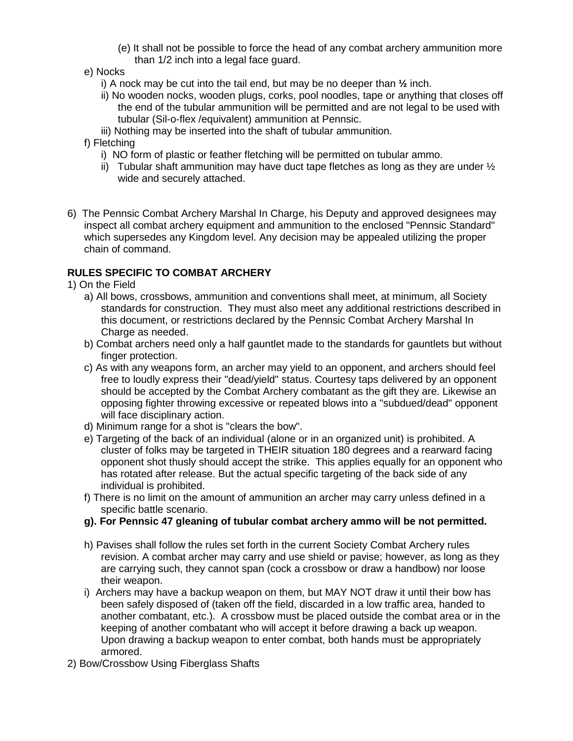(e) It shall not be possible to force the head of any combat archery ammunition more than 1/2 inch into a legal face guard.

e) Nocks

i) A nock may be cut into the tail end, but may be no deeper than **½** inch.

ii) No wooden nocks, wooden plugs, corks, pool noodles, tape or anything that closes off the end of the tubular ammunition will be permitted and are not legal to be used with tubular (Sil-o-flex /equivalent) ammunition at Pennsic.

iii) Nothing may be inserted into the shaft of tubular ammunition.

f) Fletching

i) NO form of plastic or feather fletching will be permitted on tubular ammo.

ii) Tubular shaft ammunition may have duct tape fletches as long as they are under ½ wide and securely attached.

6) The Pennsic Combat Archery Marshal In Charge, his Deputy and approved designees may inspect all combat archery equipment and ammunition to the enclosed "Pennsic Standard" which supersedes any Kingdom level. Any decision may be appealed utilizing the proper chain of command.

**RULES SPECIFIC TO COMBAT ARCHERY**

1) On the Field

a) All bows, crossbows, ammunition and conventions shall meet, at minimum, all Society standards for construction. They must also meet any additional restrictions described in this document, or restrictions declared by the Pennsic Combat Archery Marshal In Charge as needed.

b) Combat archers need only a half gauntlet made to the standards for gauntlets but without finger protection.

c) As with any weapons form, an archer may yield to an opponent, and archers should feel free to loudly express their "dead/yield" status. Courtesy taps delivered by an opponent should be accepted by the Combat Archery combatant as the gift they are. Likewise an opposing fighter throwing excessive or repeated blows into a "subdued/dead" opponent will face disciplinary action.

d) Minimum range for a shot is "clears the bow".

e) Targeting of the back of an individual (alone or in an organized unit) is prohibited. A cluster of folks may be targeted in THEIR situation 180 degrees and a rearward facing opponent shot thusly should accept the strike. This applies equally for an opponent who has rotated after release. But the actual specific targeting of the back side of any individual is prohibited.

f) There is no limit on the amount of ammunition an archer may carry unless defined in a specific battle scenario.

**g). For Pennsic 47 gleaning of tubular combat archery ammo will be not permitted.**

h) Pavises shall follow the rules set forth in the current Society Combat Archery rules revision. A combat archer may carry and use shield or pavise; however, as long as they are carrying such, they cannot span (cock a crossbow or draw a handbow) nor loose their weapon.

i) Archers may have a backup weapon on them, but MAY NOT draw it until their bow has been safely disposed of (taken off the field, discarded in a low traffic area, handed to another combatant, etc.). A crossbow must be placed outside the combat area or in the keeping of another combatant who will accept it before drawing a back up weapon. Upon drawing a backup weapon to enter combat, both hands must be appropriately armored.

2) Bow/Crossbow Using Fiberglass Shafts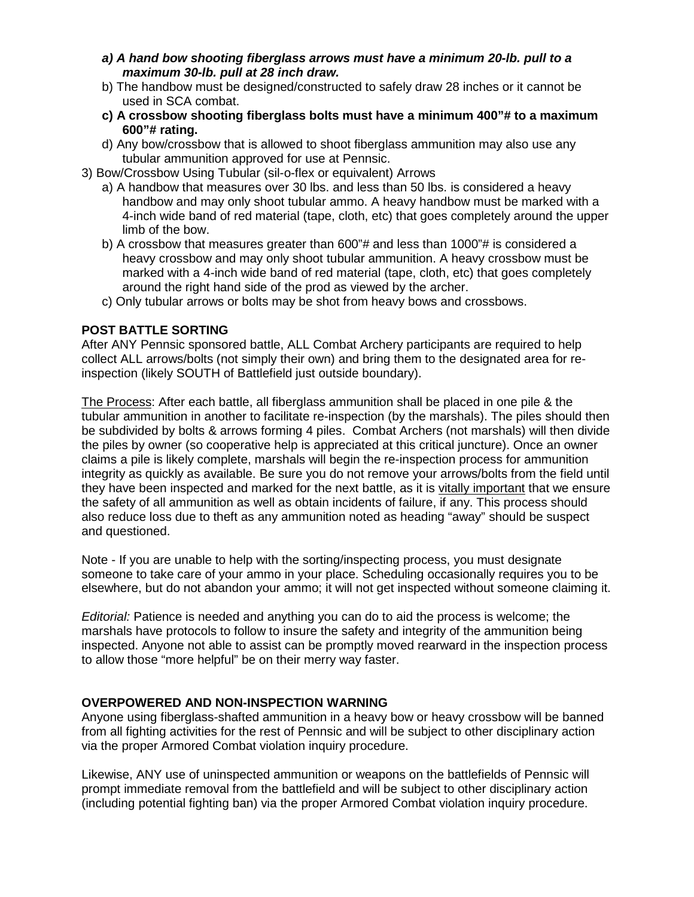- ***a) A hand bow shooting fiberglass arrows must have a minimum 20-lb. pull to a maximum 30-lb. pull at 28 inch draw.***
   - b) The handbow must be designed/constructed to safely draw 28 inches or it cannot be used in SCA combat.
   - **c) A crossbow shooting fiberglass bolts must have a minimum 400"# to a maximum 600"# rating.**
   - d) Any bow/crossbow that is allowed to shoot fiberglass ammunition may also use any tubular ammunition approved for use at Pennsic.

3) Bow/Crossbow Using Tubular (sil-o-flex or equivalent) Arrows
   - a) A handbow that measures over 30 lbs. and less than 50 lbs. is considered a heavy handbow and may only shoot tubular ammo. A heavy handbow must be marked with a 4-inch wide band of red material (tape, cloth, etc) that goes completely around the upper limb of the bow.
   - b) A crossbow that measures greater than 600"# and less than 1000"# is considered a heavy crossbow and may only shoot tubular ammunition. A heavy crossbow must be marked with a 4-inch wide band of red material (tape, cloth, etc) that goes completely around the right hand side of the prod as viewed by the archer.
   - c) Only tubular arrows or bolts may be shot from heavy bows and crossbows.

**POST BATTLE SORTING**

After ANY Pennsic sponsored battle, ALL Combat Archery participants are required to help collect ALL arrows/bolts (not simply their own) and bring them to the designated area for re-inspection (likely SOUTH of Battlefield just outside boundary).

<u>The Process</u>: After each battle, all fiberglass ammunition shall be placed in one pile & the tubular ammunition in another to facilitate re-inspection (by the marshals). The piles should then be subdivided by bolts & arrows forming 4 piles. Combat Archers (not marshals) will then divide the piles by owner (so cooperative help is appreciated at this critical juncture). Once an owner claims a pile is likely complete, marshals will begin the re-inspection process for ammunition integrity as quickly as available. Be sure you do not remove your arrows/bolts from the field until they have been inspected and marked for the next battle, as it is <u>vitally important</u> that we ensure the safety of all ammunition as well as obtain incidents of failure, if any. This process should also reduce loss due to theft as any ammunition noted as heading "away" should be suspect and questioned.

Note - If you are unable to help with the sorting/inspecting process, you must designate someone to take care of your ammo in your place. Scheduling occasionally requires you to be elsewhere, but do not abandon your ammo; it will not get inspected without someone claiming it.

*Editorial:* Patience is needed and anything you can do to aid the process is welcome; the marshals have protocols to follow to insure the safety and integrity of the ammunition being inspected. Anyone not able to assist can be promptly moved rearward in the inspection process to allow those "more helpful" be on their merry way faster.

**OVERPOWERED AND NON-INSPECTION WARNING**

Anyone using fiberglass-shafted ammunition in a heavy bow or heavy crossbow will be banned from all fighting activities for the rest of Pennsic and will be subject to other disciplinary action via the proper Armored Combat violation inquiry procedure.

Likewise, ANY use of uninspected ammunition or weapons on the battlefields of Pennsic will prompt immediate removal from the battlefield and will be subject to other disciplinary action (including potential fighting ban) via the proper Armored Combat violation inquiry procedure.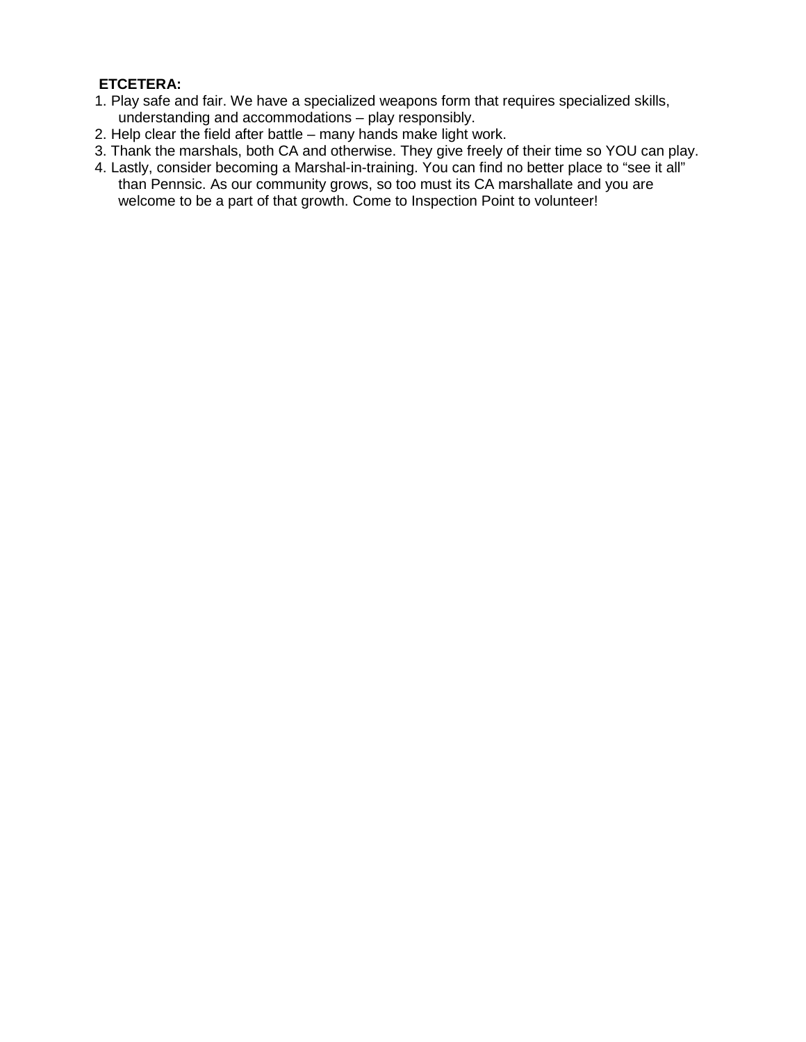**ETCETERA:**

1. Play safe and fair. We have a specialized weapons form that requires specialized skills, understanding and accommodations – play responsibly.
2. Help clear the field after battle – many hands make light work.
3. Thank the marshals, both CA and otherwise. They give freely of their time so YOU can play.
4. Lastly, consider becoming a Marshal-in-training. You can find no better place to "see it all" than Pennsic. As our community grows, so too must its CA marshallate and you are welcome to be a part of that growth. Come to Inspection Point to volunteer!